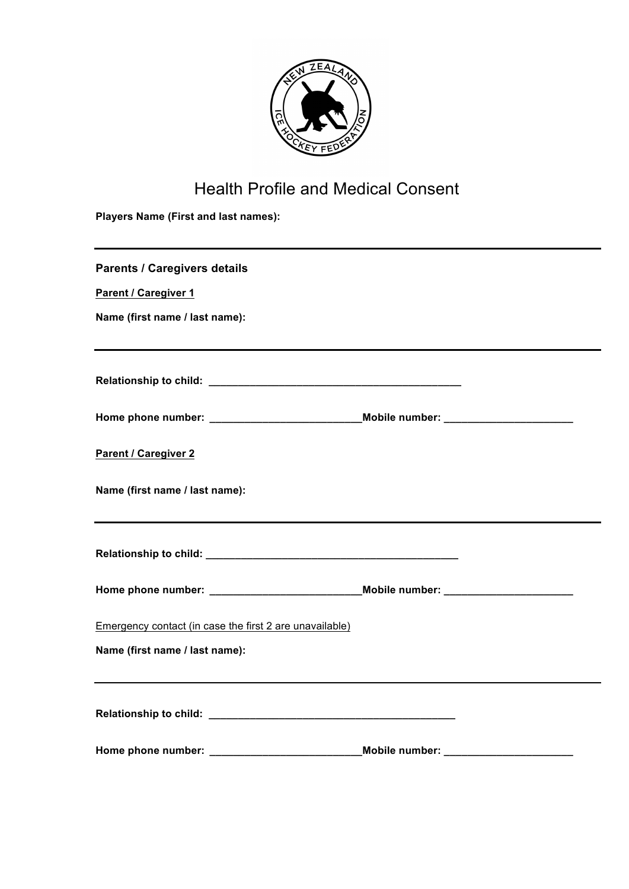# Health Profile and Medical Consent

**Players Name (First and last names):**

---

**Parents / Caregivers details**

**Parent / Caregiver 1**

**Name (first name / last name):**

---

**Relationship to child:** ____________________________________________

**Home phone number:** __________________________**Mobile number:** ______________________

**Parent / Caregiver 2**

**Name (first name / last name):**

---

**Relationship to child:** ____________________________________________

**Home phone number:** __________________________**Mobile number:** ______________________

Emergency contact (in case the first 2 are unavailable)

**Name (first name / last name):**

---

**Relationship to child:** ____________________________________________

**Home phone number:** __________________________**Mobile number:** ______________________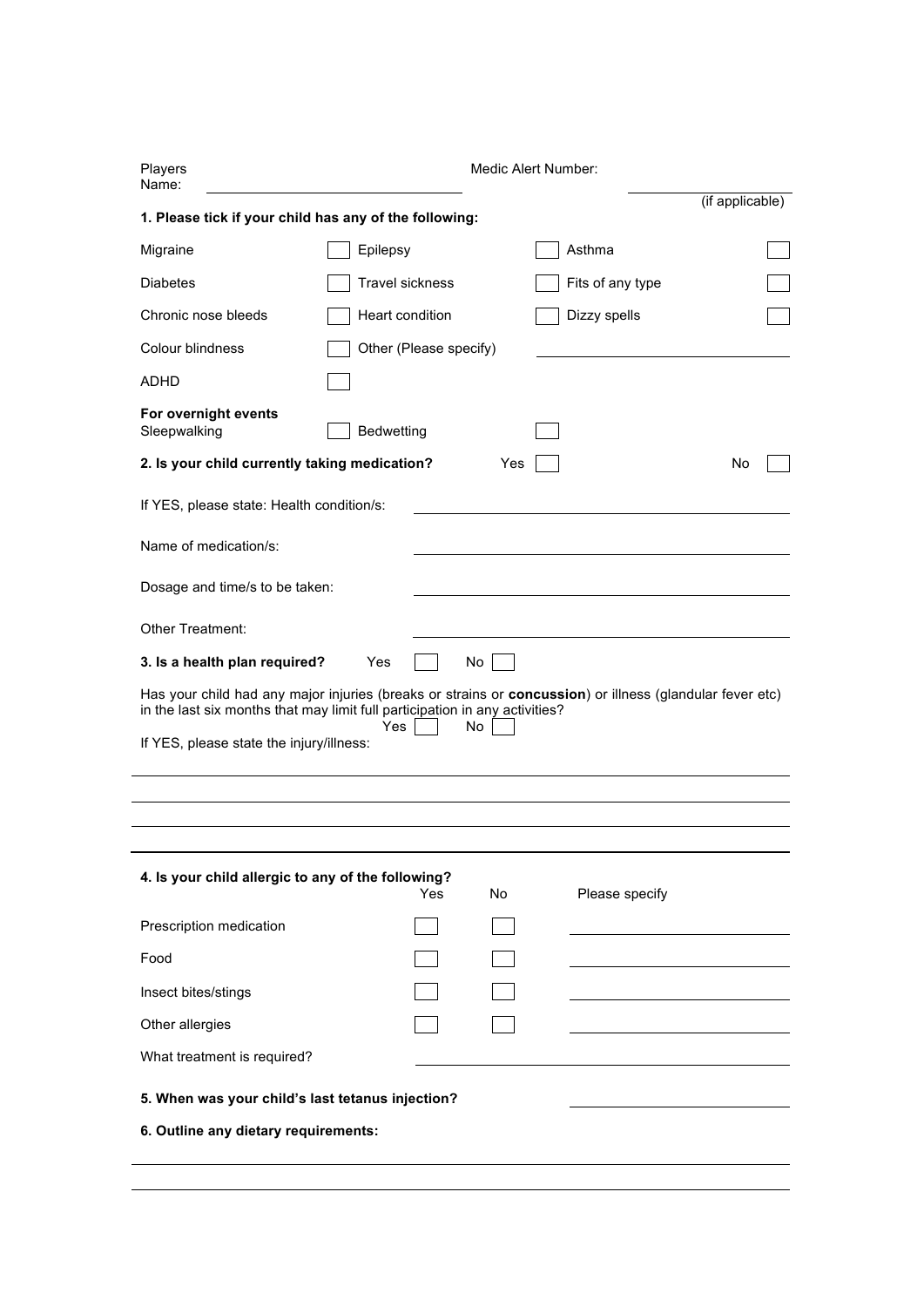Players Name: ______________________ Medic Alert Number: ______________________ (if applicable)

**1. Please tick if your child has any of the following:**

| | | | | | |
|---|---|---|---|---|---|
| Migraine | ☐ | Epilepsy | ☐ | Asthma | ☐ |
| Diabetes | ☐ | Travel sickness | ☐ | Fits of any type | ☐ |
| Chronic nose bleeds | ☐ | Heart condition | ☐ | Dizzy spells | ☐ |
| Colour blindness | ☐ | Other (Please specify) | ______________________ | | |
| ADHD | ☐ | | | | |

**For overnight events**

Sleepwalking ☐ Bedwetting ☐

**2. Is your child currently taking medication?** Yes ☐ No ☐

If YES, please state: Health condition/s: ______________________

Name of medication/s: ______________________

Dosage and time/s to be taken: ______________________

Other Treatment: ______________________

**3. Is a health plan required?** Yes ☐ No ☐

Has your child had any major injuries (breaks or strains or **concussion**) or illness (glandular fever etc) in the last six months that may limit full participation in any activities?

Yes ☐ No ☐

If YES, please state the injury/illness:

______________________

______________________

______________________

______________________

**4. Is your child allergic to any of the following?**

| | Yes | No | Please specify |
|---|---|---|---|
| Prescription medication | ☐ | ☐ | ______________________ |
| Food | ☐ | ☐ | ______________________ |
| Insect bites/stings | ☐ | ☐ | ______________________ |
| Other allergies | ☐ | ☐ | ______________________ |

What treatment is required? ______________________

**5. When was your child's last tetanus injection?** ______________________

**6. Outline any dietary requirements:**

______________________

______________________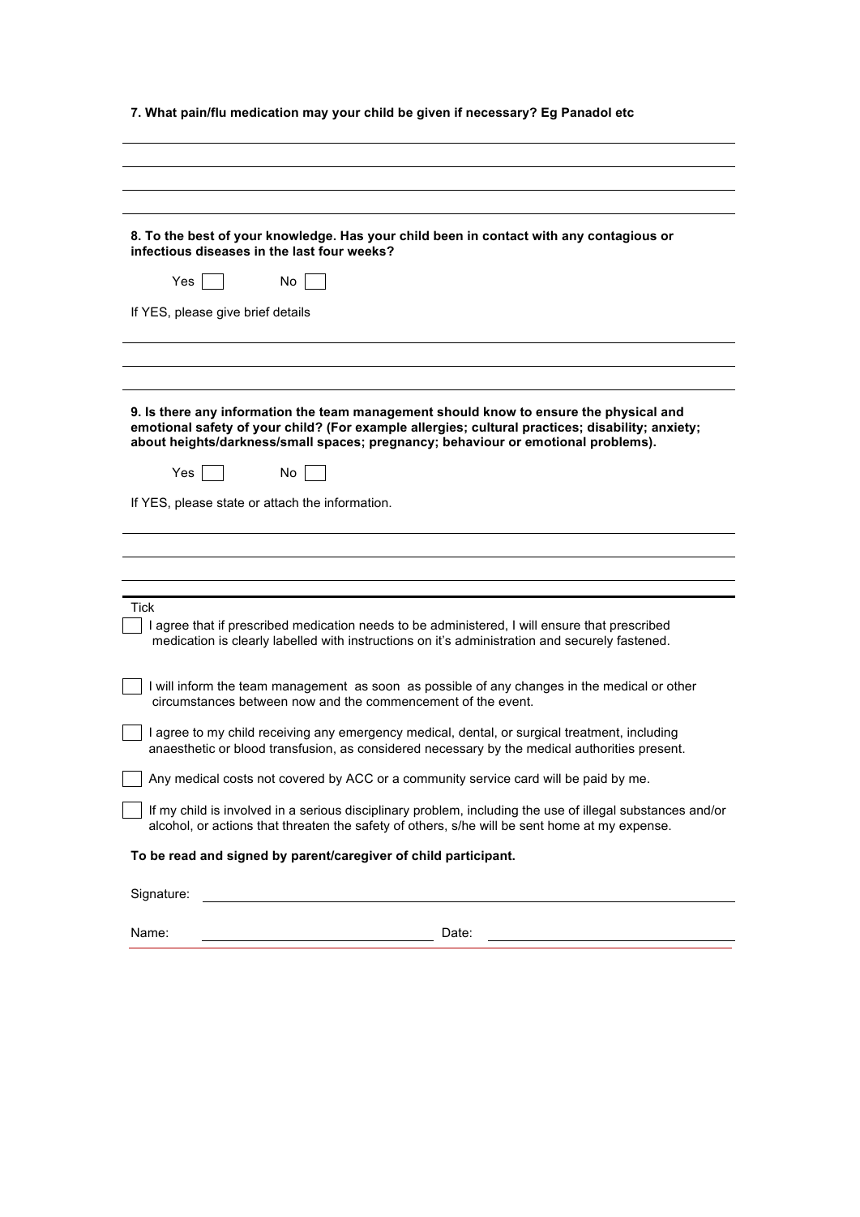**7. What pain/flu medication may your child be given if necessary? Eg Panadol etc**

**8. To the best of your knowledge. Has your child been in contact with any contagious or infectious diseases in the last four weeks?**

Yes ☐ No ☐

If YES, please give brief details

**9. Is there any information the team management should know to ensure the physical and emotional safety of your child? (For example allergies; cultural practices; disability; anxiety; about heights/darkness/small spaces; pregnancy; behaviour or emotional problems).**

Yes ☐ No ☐

If YES, please state or attach the information.

Tick

☐ I agree that if prescribed medication needs to be administered, I will ensure that prescribed medication is clearly labelled with instructions on it's administration and securely fastened.

☐ I will inform the team management as soon as possible of any changes in the medical or other circumstances between now and the commencement of the event.

☐ I agree to my child receiving any emergency medical, dental, or surgical treatment, including anaesthetic or blood transfusion, as considered necessary by the medical authorities present.

☐ Any medical costs not covered by ACC or a community service card will be paid by me.

☐ If my child is involved in a serious disciplinary problem, including the use of illegal substances and/or alcohol, or actions that threaten the safety of others, s/he will be sent home at my expense.

**To be read and signed by parent/caregiver of child participant.**

Signature: ______________________________

Name: ______________________ Date: ______________________